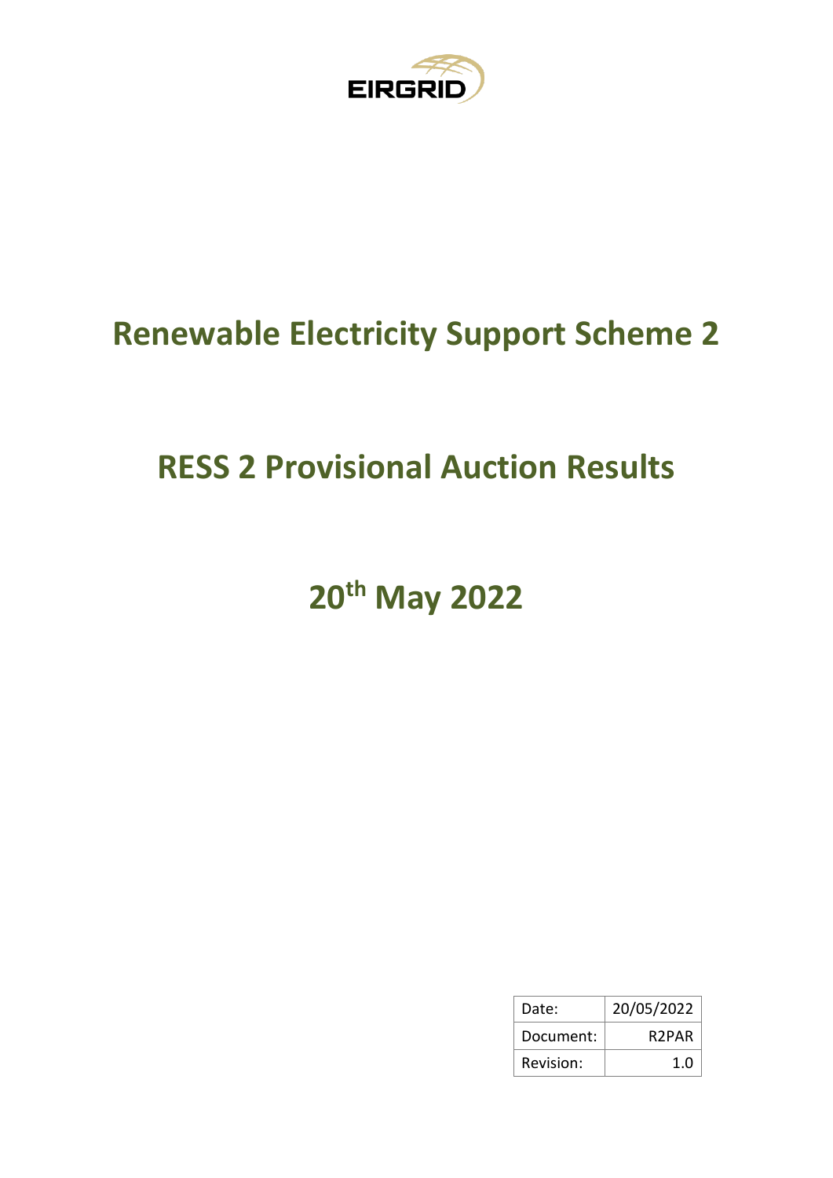EIRGRID

# Renewable Electricity Support Scheme 2

# RESS 2 Provisional Auction Results

# 20th May 2022

| Date: | 20/05/2022 |
|---|---|
| Document: | R2PAR |
| Revision: | 1.0 |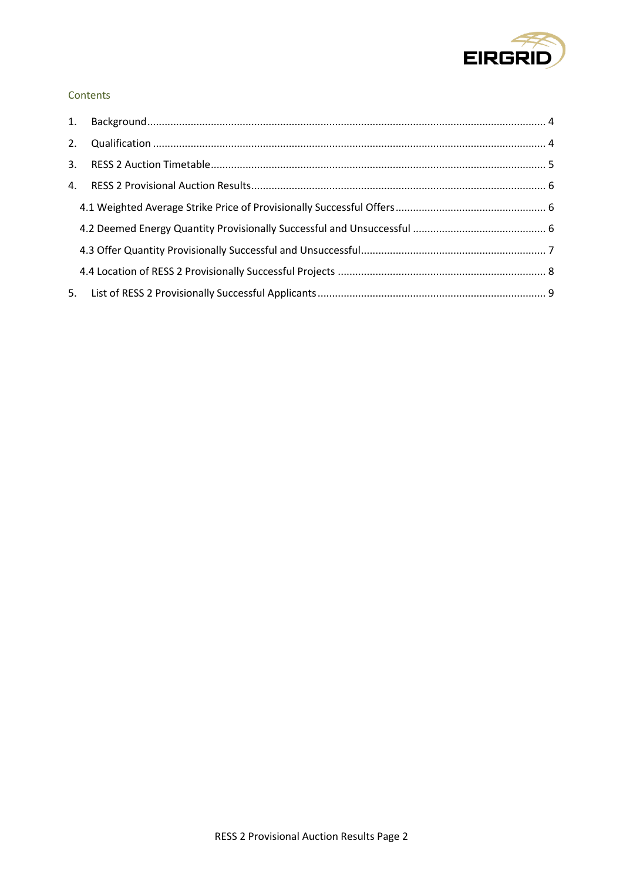Contents

1. Background ... 4
2. Qualification ... 4
3. RESS 2 Auction Timetable ... 5
4. RESS 2 Provisional Auction Results ... 6
   - 4.1 Weighted Average Strike Price of Provisionally Successful Offers ... 6
   - 4.2 Deemed Energy Quantity Provisionally Successful and Unsuccessful ... 6
   - 4.3 Offer Quantity Provisionally Successful and Unsuccessful ... 7
   - 4.4 Location of RESS 2 Provisionally Successful Projects ... 8
5. List of RESS 2 Provisionally Successful Applicants ... 9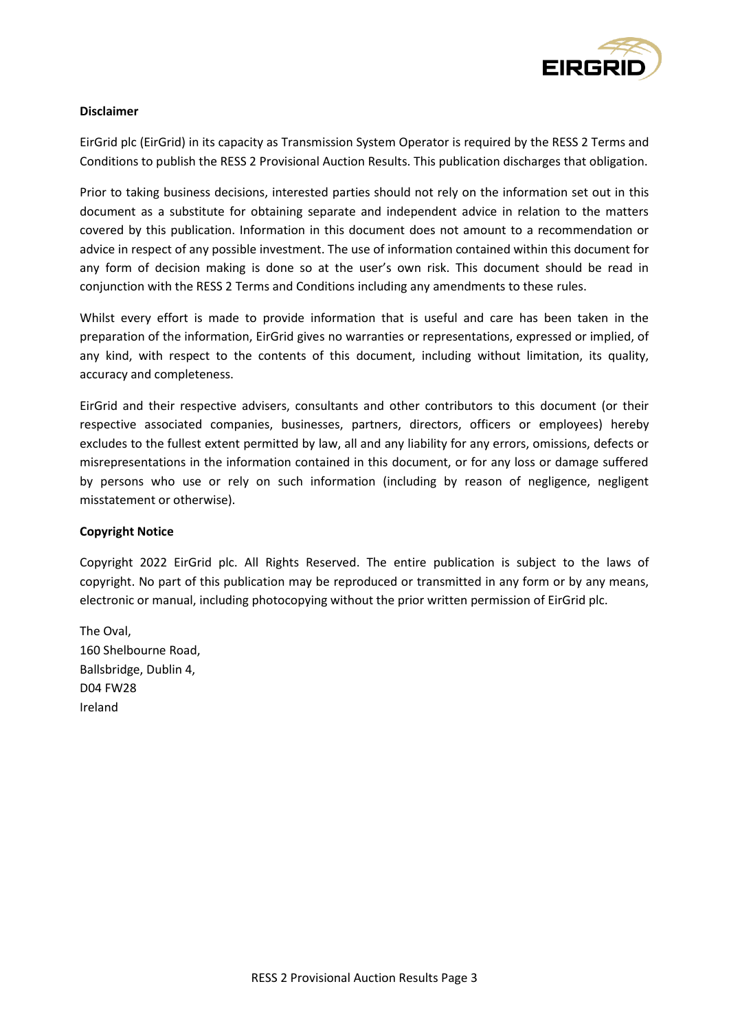**Disclaimer**

EirGrid plc (EirGrid) in its capacity as Transmission System Operator is required by the RESS 2 Terms and Conditions to publish the RESS 2 Provisional Auction Results. This publication discharges that obligation.

Prior to taking business decisions, interested parties should not rely on the information set out in this document as a substitute for obtaining separate and independent advice in relation to the matters covered by this publication. Information in this document does not amount to a recommendation or advice in respect of any possible investment. The use of information contained within this document for any form of decision making is done so at the user's own risk. This document should be read in conjunction with the RESS 2 Terms and Conditions including any amendments to these rules.

Whilst every effort is made to provide information that is useful and care has been taken in the preparation of the information, EirGrid gives no warranties or representations, expressed or implied, of any kind, with respect to the contents of this document, including without limitation, its quality, accuracy and completeness.

EirGrid and their respective advisers, consultants and other contributors to this document (or their respective associated companies, businesses, partners, directors, officers or employees) hereby excludes to the fullest extent permitted by law, all and any liability for any errors, omissions, defects or misrepresentations in the information contained in this document, or for any loss or damage suffered by persons who use or rely on such information (including by reason of negligence, negligent misstatement or otherwise).

**Copyright Notice**

Copyright 2022 EirGrid plc. All Rights Reserved. The entire publication is subject to the laws of copyright. No part of this publication may be reproduced or transmitted in any form or by any means, electronic or manual, including photocopying without the prior written permission of EirGrid plc.

The Oval,
160 Shelbourne Road,
Ballsbridge, Dublin 4,
D04 FW28
Ireland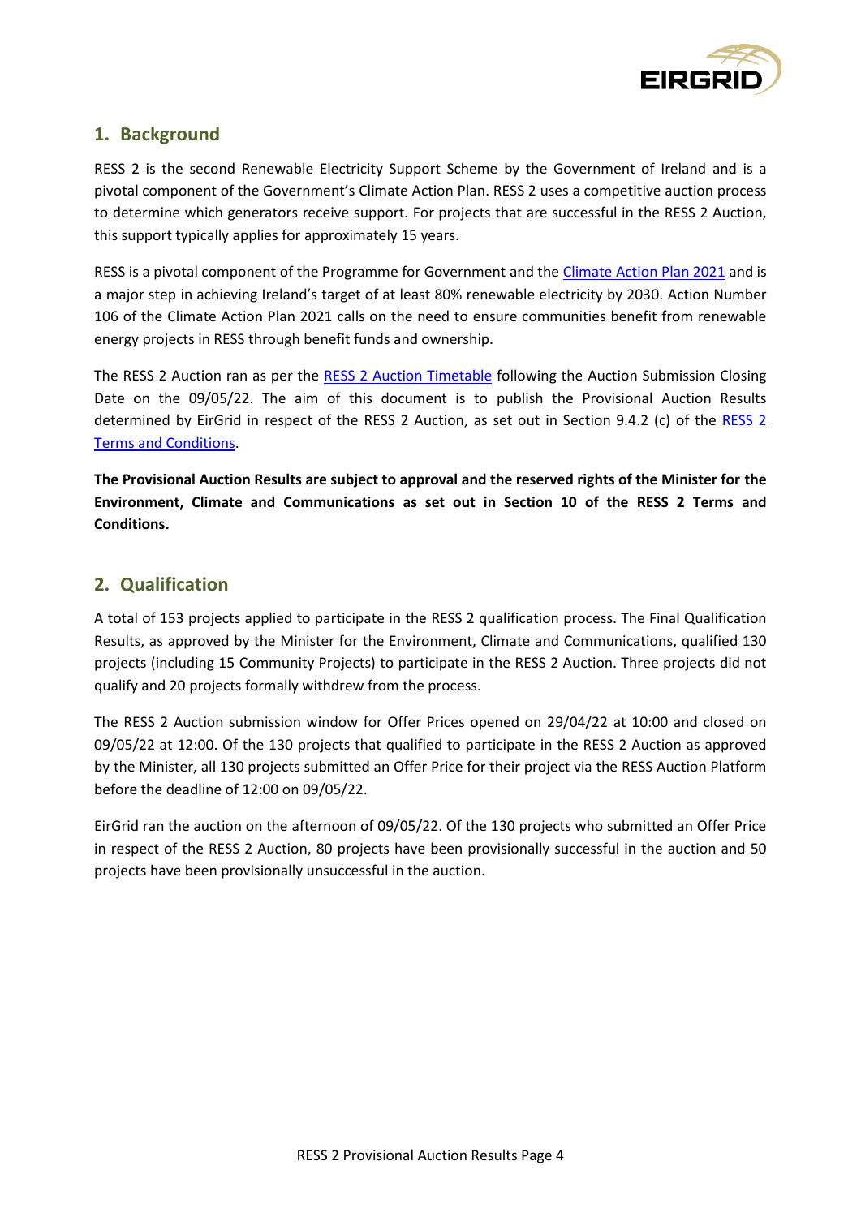## 1. Background

RESS 2 is the second Renewable Electricity Support Scheme by the Government of Ireland and is a pivotal component of the Government's Climate Action Plan. RESS 2 uses a competitive auction process to determine which generators receive support. For projects that are successful in the RESS 2 Auction, this support typically applies for approximately 15 years.

RESS is a pivotal component of the Programme for Government and the Climate Action Plan 2021 and is a major step in achieving Ireland's target of at least 80% renewable electricity by 2030. Action Number 106 of the Climate Action Plan 2021 calls on the need to ensure communities benefit from renewable energy projects in RESS through benefit funds and ownership.

The RESS 2 Auction ran as per the RESS 2 Auction Timetable following the Auction Submission Closing Date on the 09/05/22. The aim of this document is to publish the Provisional Auction Results determined by EirGrid in respect of the RESS 2 Auction, as set out in Section 9.4.2 (c) of the RESS 2 Terms and Conditions.

**The Provisional Auction Results are subject to approval and the reserved rights of the Minister for the Environment, Climate and Communications as set out in Section 10 of the RESS 2 Terms and Conditions.**

## 2. Qualification

A total of 153 projects applied to participate in the RESS 2 qualification process. The Final Qualification Results, as approved by the Minister for the Environment, Climate and Communications, qualified 130 projects (including 15 Community Projects) to participate in the RESS 2 Auction. Three projects did not qualify and 20 projects formally withdrew from the process.

The RESS 2 Auction submission window for Offer Prices opened on 29/04/22 at 10:00 and closed on 09/05/22 at 12:00. Of the 130 projects that qualified to participate in the RESS 2 Auction as approved by the Minister, all 130 projects submitted an Offer Price for their project via the RESS Auction Platform before the deadline of 12:00 on 09/05/22.

EirGrid ran the auction on the afternoon of 09/05/22. Of the 130 projects who submitted an Offer Price in respect of the RESS 2 Auction, 80 projects have been provisionally successful in the auction and 50 projects have been provisionally unsuccessful in the auction.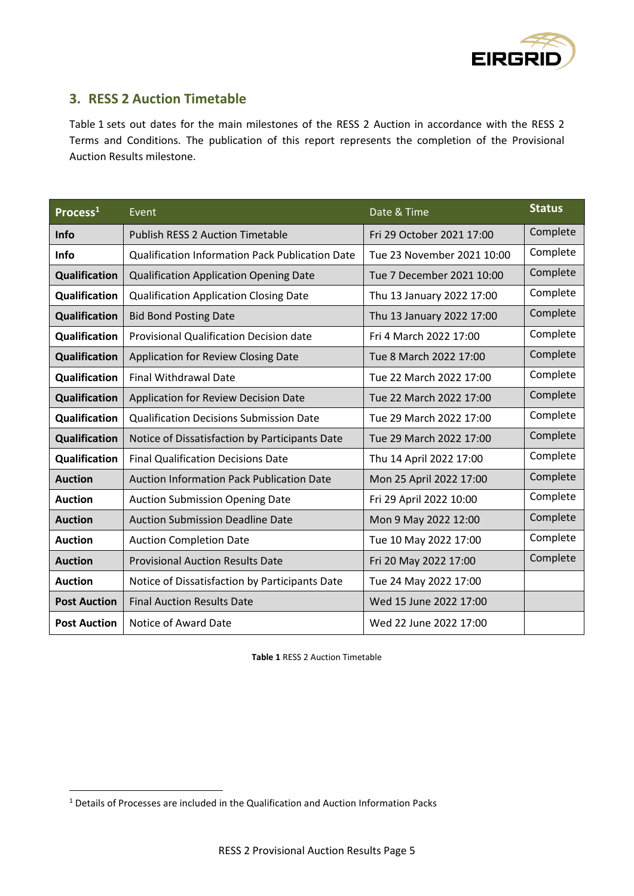## 3. RESS 2 Auction Timetable

Table 1 sets out dates for the main milestones of the RESS 2 Auction in accordance with the RESS 2 Terms and Conditions. The publication of this report represents the completion of the Provisional Auction Results milestone.

| Process[1] | Event | Date & Time | Status |
|---|---|---|---|
| **Info** | Publish RESS 2 Auction Timetable | Fri 29 October 2021 17:00 | Complete |
| **Info** | Qualification Information Pack Publication Date | Tue 23 November 2021 10:00 | Complete |
| **Qualification** | Qualification Application Opening Date | Tue 7 December 2021 10:00 | Complete |
| **Qualification** | Qualification Application Closing Date | Thu 13 January 2022 17:00 | Complete |
| **Qualification** | Bid Bond Posting Date | Thu 13 January 2022 17:00 | Complete |
| **Qualification** | Provisional Qualification Decision date | Fri 4 March 2022 17:00 | Complete |
| **Qualification** | Application for Review Closing Date | Tue 8 March 2022 17:00 | Complete |
| **Qualification** | Final Withdrawal Date | Tue 22 March 2022 17:00 | Complete |
| **Qualification** | Application for Review Decision Date | Tue 22 March 2022 17:00 | Complete |
| **Qualification** | Qualification Decisions Submission Date | Tue 29 March 2022 17:00 | Complete |
| **Qualification** | Notice of Dissatisfaction by Participants Date | Tue 29 March 2022 17:00 | Complete |
| **Qualification** | Final Qualification Decisions Date | Thu 14 April 2022 17:00 | Complete |
| **Auction** | Auction Information Pack Publication Date | Mon 25 April 2022 17:00 | Complete |
| **Auction** | Auction Submission Opening Date | Fri 29 April 2022 10:00 | Complete |
| **Auction** | Auction Submission Deadline Date | Mon 9 May 2022 12:00 | Complete |
| **Auction** | Auction Completion Date | Tue 10 May 2022 17:00 | Complete |
| **Auction** | Provisional Auction Results Date | Fri 20 May 2022 17:00 | Complete |
| **Auction** | Notice of Dissatisfaction by Participants Date | Tue 24 May 2022 17:00 | |
| **Post Auction** | Final Auction Results Date | Wed 15 June 2022 17:00 | |
| **Post Auction** | Notice of Award Date | Wed 22 June 2022 17:00 | |

**Table 1** RESS 2 Auction Timetable

[1] Details of Processes are included in the Qualification and Auction Information Packs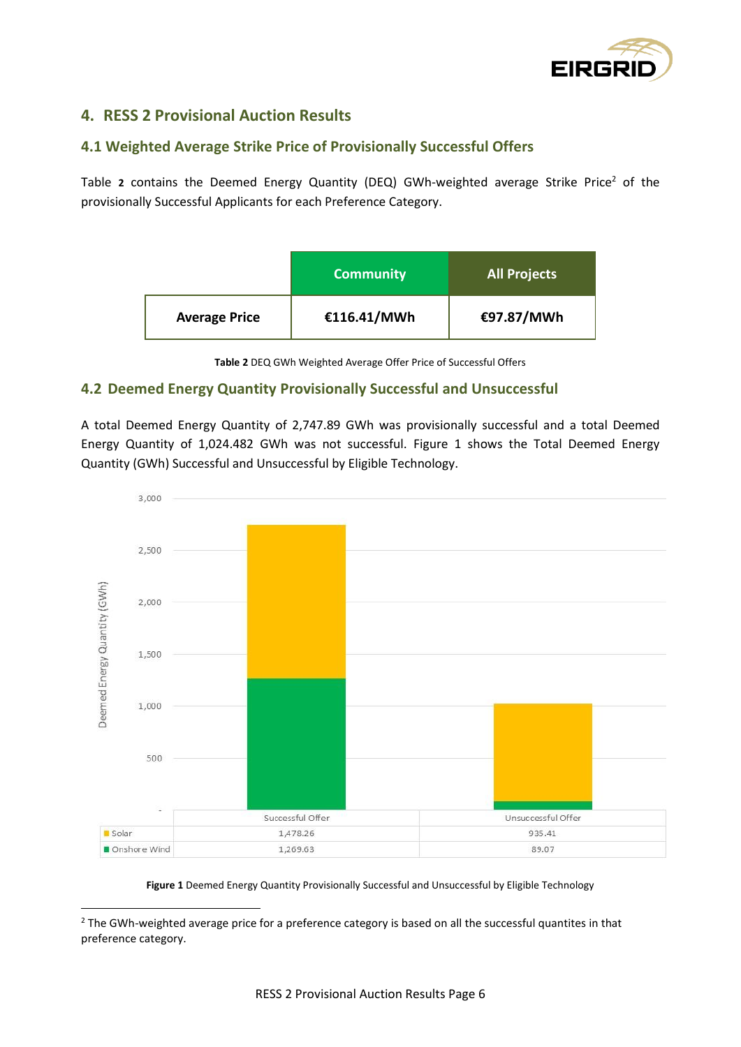## 4. RESS 2 Provisional Auction Results

### 4.1 Weighted Average Strike Price of Provisionally Successful Offers

Table **2** contains the Deemed Energy Quantity (DEQ) GWh-weighted average Strike Price[2] of the provisionally Successful Applicants for each Preference Category.

| | Community | All Projects |
|---|---|---|
| **Average Price** | **€116.41/MWh** | **€97.87/MWh** |

**Table 2** DEQ GWh Weighted Average Offer Price of Successful Offers

### 4.2 Deemed Energy Quantity Provisionally Successful and Unsuccessful

A total Deemed Energy Quantity of 2,747.89 GWh was provisionally successful and a total Deemed Energy Quantity of 1,024.482 GWh was not successful. Figure 1 shows the Total Deemed Energy Quantity (GWh) Successful and Unsuccessful by Eligible Technology.

| | Successful Offer | Unsuccessful Offer |
|---|---|---|
| Solar | 1,478.26 | 935.41 |
| Onshore Wind | 1,269.63 | 89.07 |

**Figure 1** Deemed Energy Quantity Provisionally Successful and Unsuccessful by Eligible Technology

[2] The GWh-weighted average price for a preference category is based on all the successful quantites in that preference category.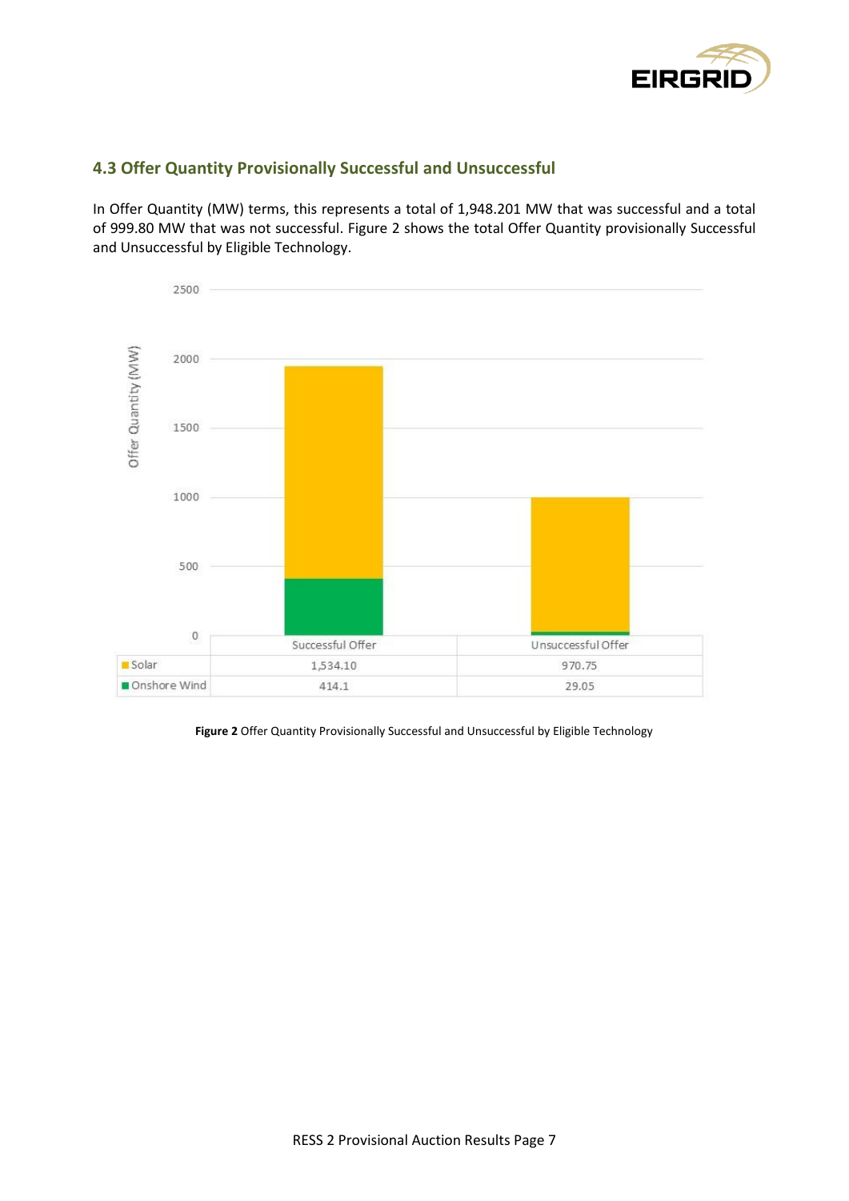## 4.3 Offer Quantity Provisionally Successful and Unsuccessful

In Offer Quantity (MW) terms, this represents a total of 1,948.201 MW that was successful and a total of 999.80 MW that was not successful. Figure 2 shows the total Offer Quantity provisionally Successful and Unsuccessful by Eligible Technology.

| | Successful Offer | Unsuccessful Offer |
|---|---|---|
| Solar | 1,534.10 | 970.75 |
| Onshore Wind | 414.1 | 29.05 |

**Figure 2** Offer Quantity Provisionally Successful and Unsuccessful by Eligible Technology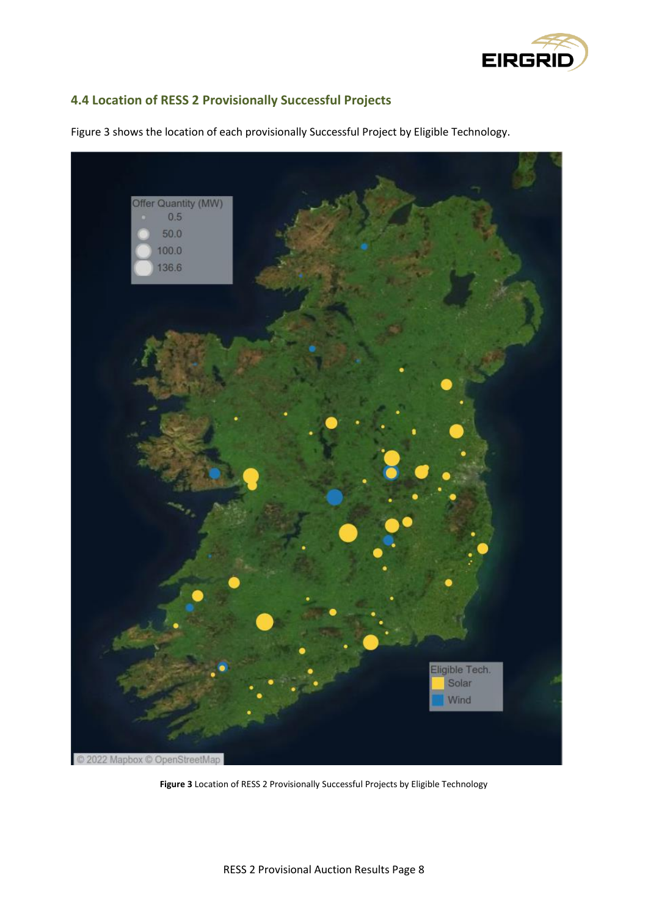### 4.4 Location of RESS 2 Provisionally Successful Projects

Figure 3 shows the location of each provisionally Successful Project by Eligible Technology.

**Figure 3** Location of RESS 2 Provisionally Successful Projects by Eligible Technology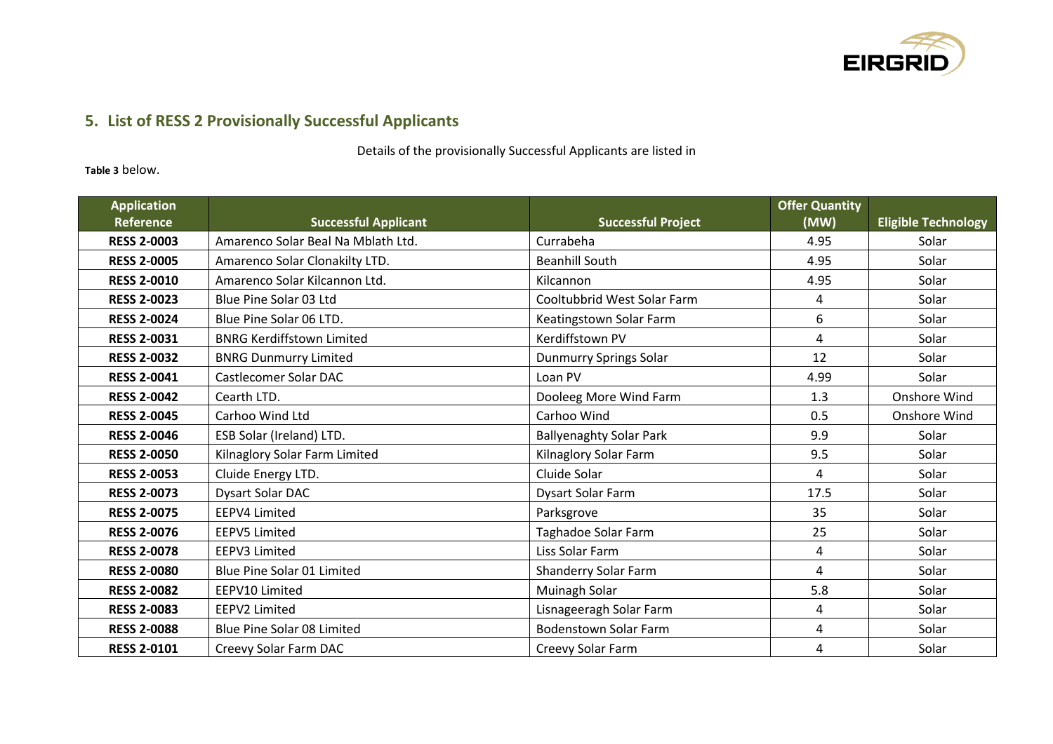## 5. List of RESS 2 Provisionally Successful Applicants

Details of the provisionally Successful Applicants are listed in **Table 3** below.

| Application Reference | Successful Applicant | Successful Project | Offer Quantity (MW) | Eligible Technology |
|---|---|---|---|---|
| **RESS 2-0003** | Amarenco Solar Beal Na Mblath Ltd. | Currabeha | 4.95 | Solar |
| **RESS 2-0005** | Amarenco Solar Clonakilty LTD. | Beanhill South | 4.95 | Solar |
| **RESS 2-0010** | Amarenco Solar Kilcannon Ltd. | Kilcannon | 4.95 | Solar |
| **RESS 2-0023** | Blue Pine Solar 03 Ltd | Cooltubbrid West Solar Farm | 4 | Solar |
| **RESS 2-0024** | Blue Pine Solar 06 LTD. | Keatingstown Solar Farm | 6 | Solar |
| **RESS 2-0031** | BNRG Kerdiffstown Limited | Kerdiffstown PV | 4 | Solar |
| **RESS 2-0032** | BNRG Dunmurry Limited | Dunmurry Springs Solar | 12 | Solar |
| **RESS 2-0041** | Castlecomer Solar DAC | Loan PV | 4.99 | Solar |
| **RESS 2-0042** | Cearth LTD. | Dooleeg More Wind Farm | 1.3 | Onshore Wind |
| **RESS 2-0045** | Carhoo Wind Ltd | Carhoo Wind | 0.5 | Onshore Wind |
| **RESS 2-0046** | ESB Solar (Ireland) LTD. | Ballyenaghty Solar Park | 9.9 | Solar |
| **RESS 2-0050** | Kilnaglory Solar Farm Limited | Kilnaglory Solar Farm | 9.5 | Solar |
| **RESS 2-0053** | Cluide Energy LTD. | Cluide Solar | 4 | Solar |
| **RESS 2-0073** | Dysart Solar DAC | Dysart Solar Farm | 17.5 | Solar |
| **RESS 2-0075** | EEPV4 Limited | Parksgrove | 35 | Solar |
| **RESS 2-0076** | EEPV5 Limited | Taghadoe Solar Farm | 25 | Solar |
| **RESS 2-0078** | EEPV3 Limited | Liss Solar Farm | 4 | Solar |
| **RESS 2-0080** | Blue Pine Solar 01 Limited | Shanderry Solar Farm | 4 | Solar |
| **RESS 2-0082** | EEPV10 Limited | Muinagh Solar | 5.8 | Solar |
| **RESS 2-0083** | EEPV2 Limited | Lisnageeragh Solar Farm | 4 | Solar |
| **RESS 2-0088** | Blue Pine Solar 08 Limited | Bodenstown Solar Farm | 4 | Solar |
| **RESS 2-0101** | Creevy Solar Farm DAC | Creevy Solar Farm | 4 | Solar |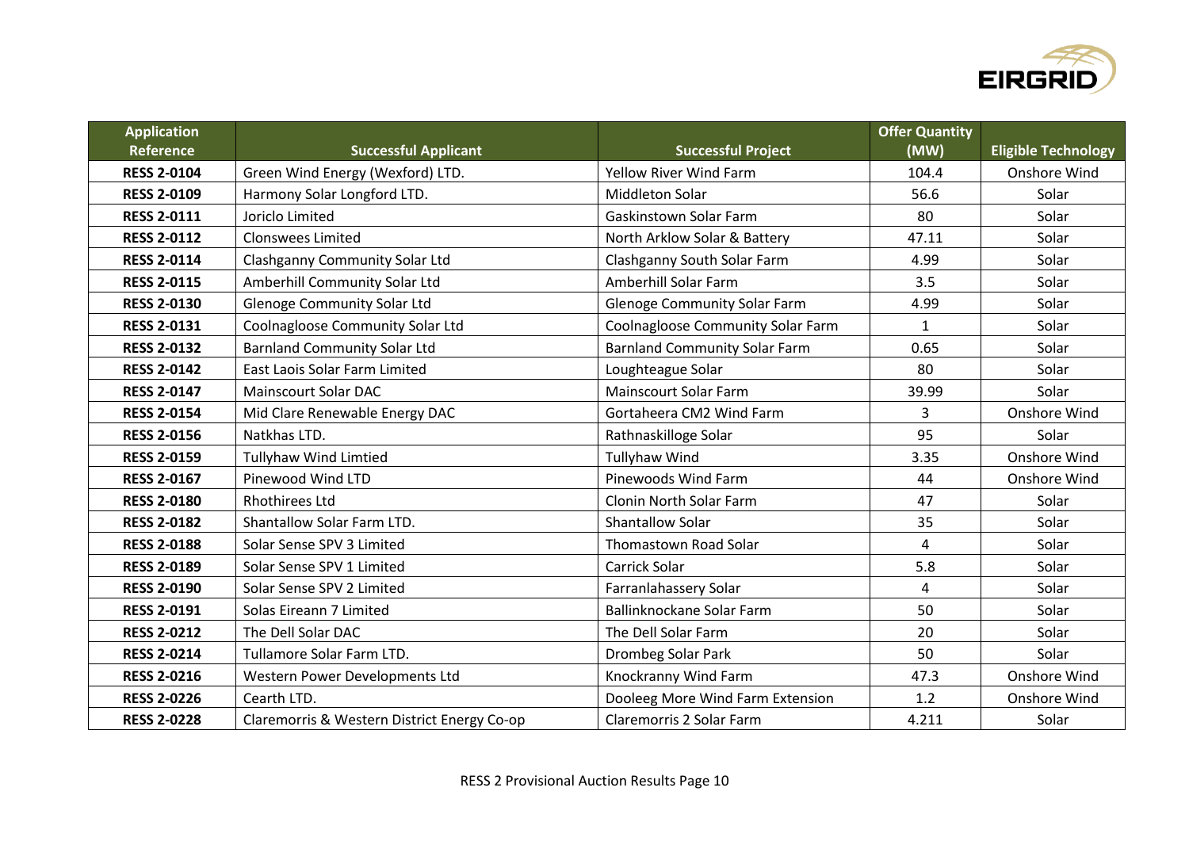| Application Reference | Successful Applicant | Successful Project | Offer Quantity (MW) | Eligible Technology |
|---|---|---|---|---|
| **RESS 2-0104** | Green Wind Energy (Wexford) LTD. | Yellow River Wind Farm | 104.4 | Onshore Wind |
| **RESS 2-0109** | Harmony Solar Longford LTD. | Middleton Solar | 56.6 | Solar |
| **RESS 2-0111** | Joriclo Limited | Gaskinstown Solar Farm | 80 | Solar |
| **RESS 2-0112** | Clonswees Limited | North Arklow Solar & Battery | 47.11 | Solar |
| **RESS 2-0114** | Clashganny Community Solar Ltd | Clashganny South Solar Farm | 4.99 | Solar |
| **RESS 2-0115** | Amberhill Community Solar Ltd | Amberhill Solar Farm | 3.5 | Solar |
| **RESS 2-0130** | Glenoge Community Solar Ltd | Glenoge Community Solar Farm | 4.99 | Solar |
| **RESS 2-0131** | Coolnagloose Community Solar Ltd | Coolnagloose Community Solar Farm | 1 | Solar |
| **RESS 2-0132** | Barnland Community Solar Ltd | Barnland Community Solar Farm | 0.65 | Solar |
| **RESS 2-0142** | East Laois Solar Farm Limited | Loughteague Solar | 80 | Solar |
| **RESS 2-0147** | Mainscourt Solar DAC | Mainscourt Solar Farm | 39.99 | Solar |
| **RESS 2-0154** | Mid Clare Renewable Energy DAC | Gortaheera CM2 Wind Farm | 3 | Onshore Wind |
| **RESS 2-0156** | Natkhas LTD. | Rathnaskilloge Solar | 95 | Solar |
| **RESS 2-0159** | Tullyhaw Wind Limtied | Tullyhaw Wind | 3.35 | Onshore Wind |
| **RESS 2-0167** | Pinewood Wind LTD | Pinewoods Wind Farm | 44 | Onshore Wind |
| **RESS 2-0180** | Rhothirees Ltd | Clonin North Solar Farm | 47 | Solar |
| **RESS 2-0182** | Shantallow Solar Farm LTD. | Shantallow Solar | 35 | Solar |
| **RESS 2-0188** | Solar Sense SPV 3 Limited | Thomastown Road Solar | 4 | Solar |
| **RESS 2-0189** | Solar Sense SPV 1 Limited | Carrick Solar | 5.8 | Solar |
| **RESS 2-0190** | Solar Sense SPV 2 Limited | Farranlahassery Solar | 4 | Solar |
| **RESS 2-0191** | Solas Eireann 7 Limited | Ballinknockane Solar Farm | 50 | Solar |
| **RESS 2-0212** | The Dell Solar DAC | The Dell Solar Farm | 20 | Solar |
| **RESS 2-0214** | Tullamore Solar Farm LTD. | Drombeg Solar Park | 50 | Solar |
| **RESS 2-0216** | Western Power Developments Ltd | Knockranny Wind Farm | 47.3 | Onshore Wind |
| **RESS 2-0226** | Cearth LTD. | Dooleeg More Wind Farm Extension | 1.2 | Onshore Wind |
| **RESS 2-0228** | Claremorris & Western District Energy Co-op | Claremorris 2 Solar Farm | 4.211 | Solar |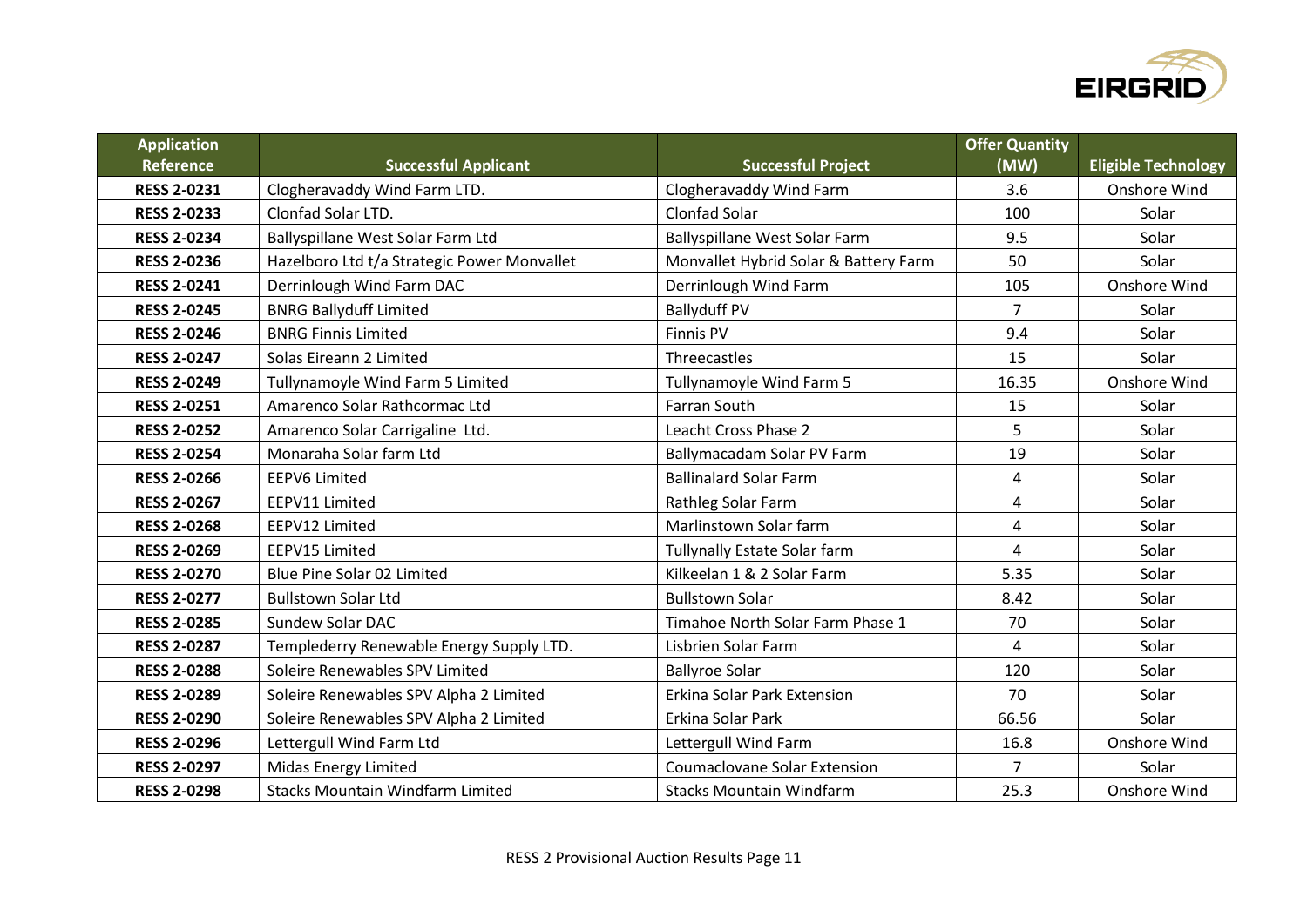| Application Reference | Successful Applicant | Successful Project | Offer Quantity (MW) | Eligible Technology |
|---|---|---|---|---|
| **RESS 2-0231** | Clogheravaddy Wind Farm LTD. | Clogheravaddy Wind Farm | 3.6 | Onshore Wind |
| **RESS 2-0233** | Clonfad Solar LTD. | Clonfad Solar | 100 | Solar |
| **RESS 2-0234** | Ballyspillane West Solar Farm Ltd | Ballyspillane West Solar Farm | 9.5 | Solar |
| **RESS 2-0236** | Hazelboro Ltd t/a Strategic Power Monvallet | Monvallet Hybrid Solar & Battery Farm | 50 | Solar |
| **RESS 2-0241** | Derrinlough Wind Farm DAC | Derrinlough Wind Farm | 105 | Onshore Wind |
| **RESS 2-0245** | BNRG Ballyduff Limited | Ballyduff PV | 7 | Solar |
| **RESS 2-0246** | BNRG Finnis Limited | Finnis PV | 9.4 | Solar |
| **RESS 2-0247** | Solas Eireann 2 Limited | Threecastles | 15 | Solar |
| **RESS 2-0249** | Tullynamoyle Wind Farm 5 Limited | Tullynamoyle Wind Farm 5 | 16.35 | Onshore Wind |
| **RESS 2-0251** | Amarenco Solar Rathcormac Ltd | Farran South | 15 | Solar |
| **RESS 2-0252** | Amarenco Solar Carrigaline Ltd. | Leacht Cross Phase 2 | 5 | Solar |
| **RESS 2-0254** | Monaraha Solar farm Ltd | Ballymacadam Solar PV Farm | 19 | Solar |
| **RESS 2-0266** | EEPV6 Limited | Ballinalard Solar Farm | 4 | Solar |
| **RESS 2-0267** | EEPV11 Limited | Rathleg Solar Farm | 4 | Solar |
| **RESS 2-0268** | EEPV12 Limited | Marlinstown Solar farm | 4 | Solar |
| **RESS 2-0269** | EEPV15 Limited | Tullynally Estate Solar farm | 4 | Solar |
| **RESS 2-0270** | Blue Pine Solar 02 Limited | Kilkeelan 1 & 2 Solar Farm | 5.35 | Solar |
| **RESS 2-0277** | Bullstown Solar Ltd | Bullstown Solar | 8.42 | Solar |
| **RESS 2-0285** | Sundew Solar DAC | Timahoe North Solar Farm Phase 1 | 70 | Solar |
| **RESS 2-0287** | Templederry Renewable Energy Supply LTD. | Lisbrien Solar Farm | 4 | Solar |
| **RESS 2-0288** | Soleire Renewables SPV Limited | Ballyroe Solar | 120 | Solar |
| **RESS 2-0289** | Soleire Renewables SPV Alpha 2 Limited | Erkina Solar Park Extension | 70 | Solar |
| **RESS 2-0290** | Soleire Renewables SPV Alpha 2 Limited | Erkina Solar Park | 66.56 | Solar |
| **RESS 2-0296** | Lettergull Wind Farm Ltd | Lettergull Wind Farm | 16.8 | Onshore Wind |
| **RESS 2-0297** | Midas Energy Limited | Coumaclovane Solar Extension | 7 | Solar |
| **RESS 2-0298** | Stacks Mountain Windfarm Limited | Stacks Mountain Windfarm | 25.3 | Onshore Wind |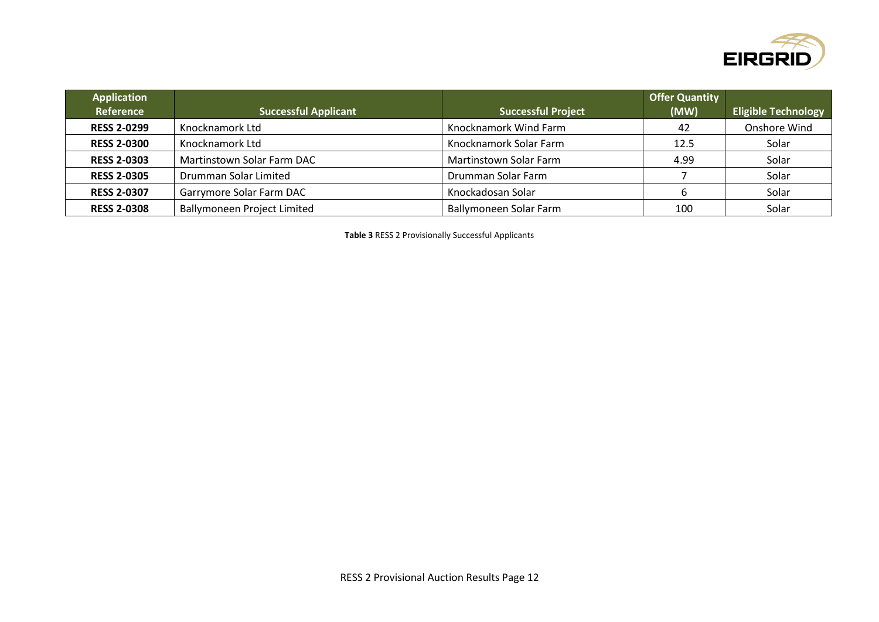| Application Reference | Successful Applicant | Successful Project | Offer Quantity (MW) | Eligible Technology |
|---|---|---|---|---|
| **RESS 2-0299** | Knocknamork Ltd | Knocknamork Wind Farm | 42 | Onshore Wind |
| **RESS 2-0300** | Knocknamork Ltd | Knocknamork Solar Farm | 12.5 | Solar |
| **RESS 2-0303** | Martinstown Solar Farm DAC | Martinstown Solar Farm | 4.99 | Solar |
| **RESS 2-0305** | Drumman Solar Limited | Drumman Solar Farm | 7 | Solar |
| **RESS 2-0307** | Garrymore Solar Farm DAC | Knockadosan Solar | 6 | Solar |
| **RESS 2-0308** | Ballymoneen Project Limited | Ballymoneen Solar Farm | 100 | Solar |

**Table 3** RESS 2 Provisionally Successful Applicants